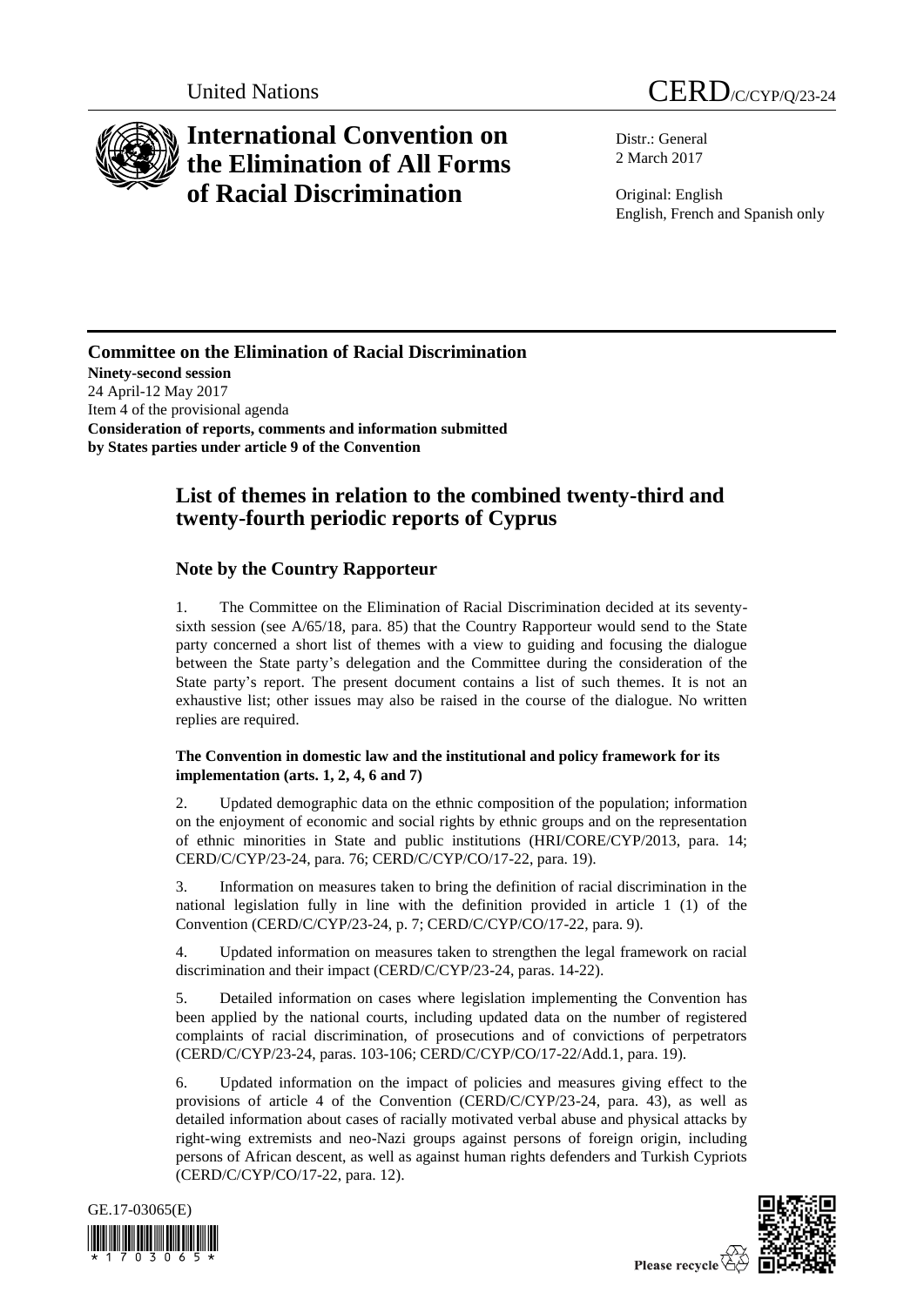United Nations

CERD/C/CYP/Q/23-24

# International Convention on the Elimination of All Forms of Racial Discrimination

Distr.: General
2 March 2017

Original: English
English, French and Spanish only

**Committee on the Elimination of Racial Discrimination**
**Ninety-second session**
24 April-12 May 2017
Item 4 of the provisional agenda
**Consideration of reports, comments and information submitted by States parties under article 9 of the Convention**

## List of themes in relation to the combined twenty-third and twenty-fourth periodic reports of Cyprus

### Note by the Country Rapporteur

1. The Committee on the Elimination of Racial Discrimination decided at its seventy-sixth session (see A/65/18, para. 85) that the Country Rapporteur would send to the State party concerned a short list of themes with a view to guiding and focusing the dialogue between the State party's delegation and the Committee during the consideration of the State party's report. The present document contains a list of such themes. It is not an exhaustive list; other issues may also be raised in the course of the dialogue. No written replies are required.

**The Convention in domestic law and the institutional and policy framework for its implementation (arts. 1, 2, 4, 6 and 7)**

2. Updated demographic data on the ethnic composition of the population; information on the enjoyment of economic and social rights by ethnic groups and on the representation of ethnic minorities in State and public institutions (HRI/CORE/CYP/2013, para. 14; CERD/C/CYP/23-24, para. 76; CERD/C/CYP/CO/17-22, para. 19).

3. Information on measures taken to bring the definition of racial discrimination in the national legislation fully in line with the definition provided in article 1 (1) of the Convention (CERD/C/CYP/23-24, p. 7; CERD/C/CYP/CO/17-22, para. 9).

4. Updated information on measures taken to strengthen the legal framework on racial discrimination and their impact (CERD/C/CYP/23-24, paras. 14-22).

5. Detailed information on cases where legislation implementing the Convention has been applied by the national courts, including updated data on the number of registered complaints of racial discrimination, of prosecutions and of convictions of perpetrators (CERD/C/CYP/23-24, paras. 103-106; CERD/C/CYP/CO/17-22/Add.1, para. 19).

6. Updated information on the impact of policies and measures giving effect to the provisions of article 4 of the Convention (CERD/C/CYP/23-24, para. 43), as well as detailed information about cases of racially motivated verbal abuse and physical attacks by right-wing extremists and neo-Nazi groups against persons of foreign origin, including persons of African descent, as well as against human rights defenders and Turkish Cypriots (CERD/C/CYP/CO/17-22, para. 12).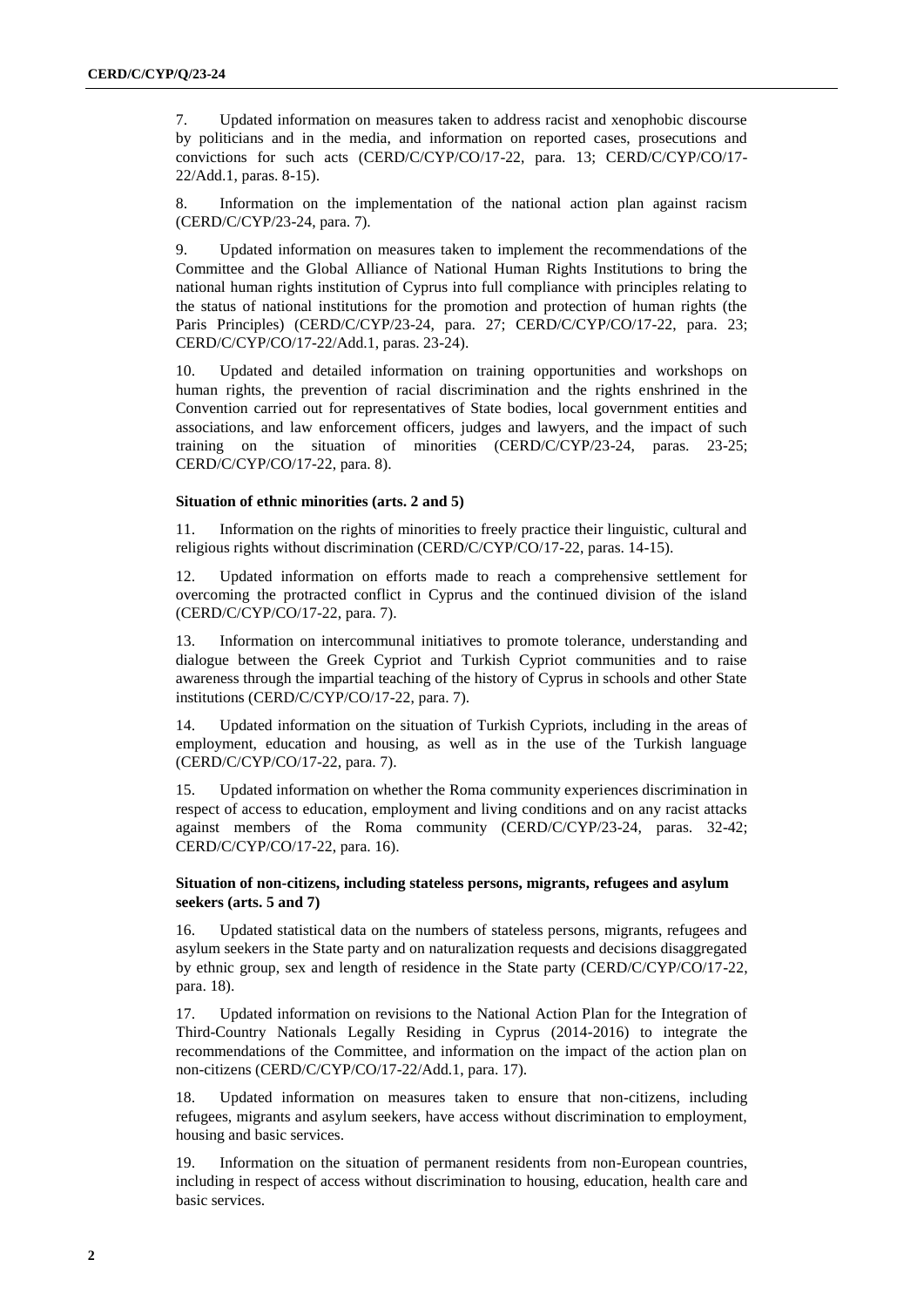7. Updated information on measures taken to address racist and xenophobic discourse by politicians and in the media, and information on reported cases, prosecutions and convictions for such acts (CERD/C/CYP/CO/17-22, para. 13; CERD/C/CYP/CO/17-22/Add.1, paras. 8-15).

8. Information on the implementation of the national action plan against racism (CERD/C/CYP/23-24, para. 7).

9. Updated information on measures taken to implement the recommendations of the Committee and the Global Alliance of National Human Rights Institutions to bring the national human rights institution of Cyprus into full compliance with principles relating to the status of national institutions for the promotion and protection of human rights (the Paris Principles) (CERD/C/CYP/23-24, para. 27; CERD/C/CYP/CO/17-22, para. 23; CERD/C/CYP/CO/17-22/Add.1, paras. 23-24).

10. Updated and detailed information on training opportunities and workshops on human rights, the prevention of racial discrimination and the rights enshrined in the Convention carried out for representatives of State bodies, local government entities and associations, and law enforcement officers, judges and lawyers, and the impact of such training on the situation of minorities (CERD/C/CYP/23-24, paras. 23-25; CERD/C/CYP/CO/17-22, para. 8).

### Situation of ethnic minorities (arts. 2 and 5)

11. Information on the rights of minorities to freely practice their linguistic, cultural and religious rights without discrimination (CERD/C/CYP/CO/17-22, paras. 14-15).

12. Updated information on efforts made to reach a comprehensive settlement for overcoming the protracted conflict in Cyprus and the continued division of the island (CERD/C/CYP/CO/17-22, para. 7).

13. Information on intercommunal initiatives to promote tolerance, understanding and dialogue between the Greek Cypriot and Turkish Cypriot communities and to raise awareness through the impartial teaching of the history of Cyprus in schools and other State institutions (CERD/C/CYP/CO/17-22, para. 7).

14. Updated information on the situation of Turkish Cypriots, including in the areas of employment, education and housing, as well as in the use of the Turkish language (CERD/C/CYP/CO/17-22, para. 7).

15. Updated information on whether the Roma community experiences discrimination in respect of access to education, employment and living conditions and on any racist attacks against members of the Roma community (CERD/C/CYP/23-24, paras. 32-42; CERD/C/CYP/CO/17-22, para. 16).

### Situation of non-citizens, including stateless persons, migrants, refugees and asylum seekers (arts. 5 and 7)

16. Updated statistical data on the numbers of stateless persons, migrants, refugees and asylum seekers in the State party and on naturalization requests and decisions disaggregated by ethnic group, sex and length of residence in the State party (CERD/C/CYP/CO/17-22, para. 18).

17. Updated information on revisions to the National Action Plan for the Integration of Third-Country Nationals Legally Residing in Cyprus (2014-2016) to integrate the recommendations of the Committee, and information on the impact of the action plan on non-citizens (CERD/C/CYP/CO/17-22/Add.1, para. 17).

18. Updated information on measures taken to ensure that non-citizens, including refugees, migrants and asylum seekers, have access without discrimination to employment, housing and basic services.

19. Information on the situation of permanent residents from non-European countries, including in respect of access without discrimination to housing, education, health care and basic services.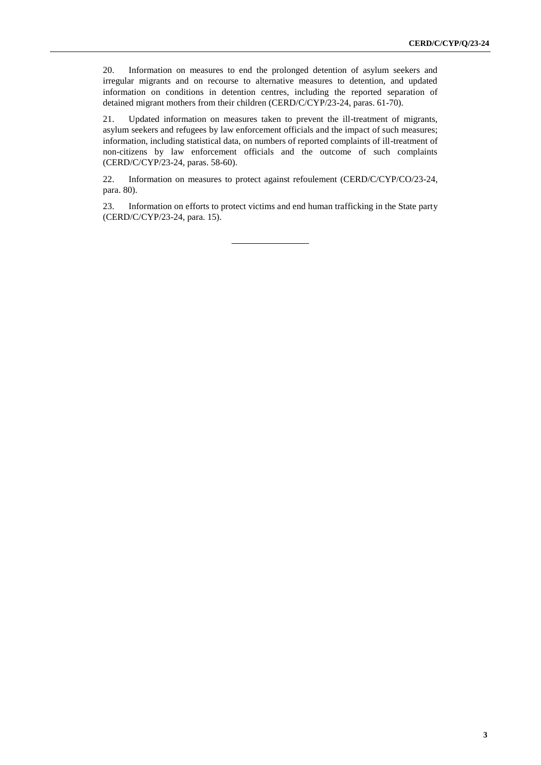20. Information on measures to end the prolonged detention of asylum seekers and irregular migrants and on recourse to alternative measures to detention, and updated information on conditions in detention centres, including the reported separation of detained migrant mothers from their children (CERD/C/CYP/23-24, paras. 61-70).

21. Updated information on measures taken to prevent the ill-treatment of migrants, asylum seekers and refugees by law enforcement officials and the impact of such measures; information, including statistical data, on numbers of reported complaints of ill-treatment of non-citizens by law enforcement officials and the outcome of such complaints (CERD/C/CYP/23-24, paras. 58-60).

22. Information on measures to protect against refoulement (CERD/C/CYP/CO/23-24, para. 80).

23. Information on efforts to protect victims and end human trafficking in the State party (CERD/C/CYP/23-24, para. 15).